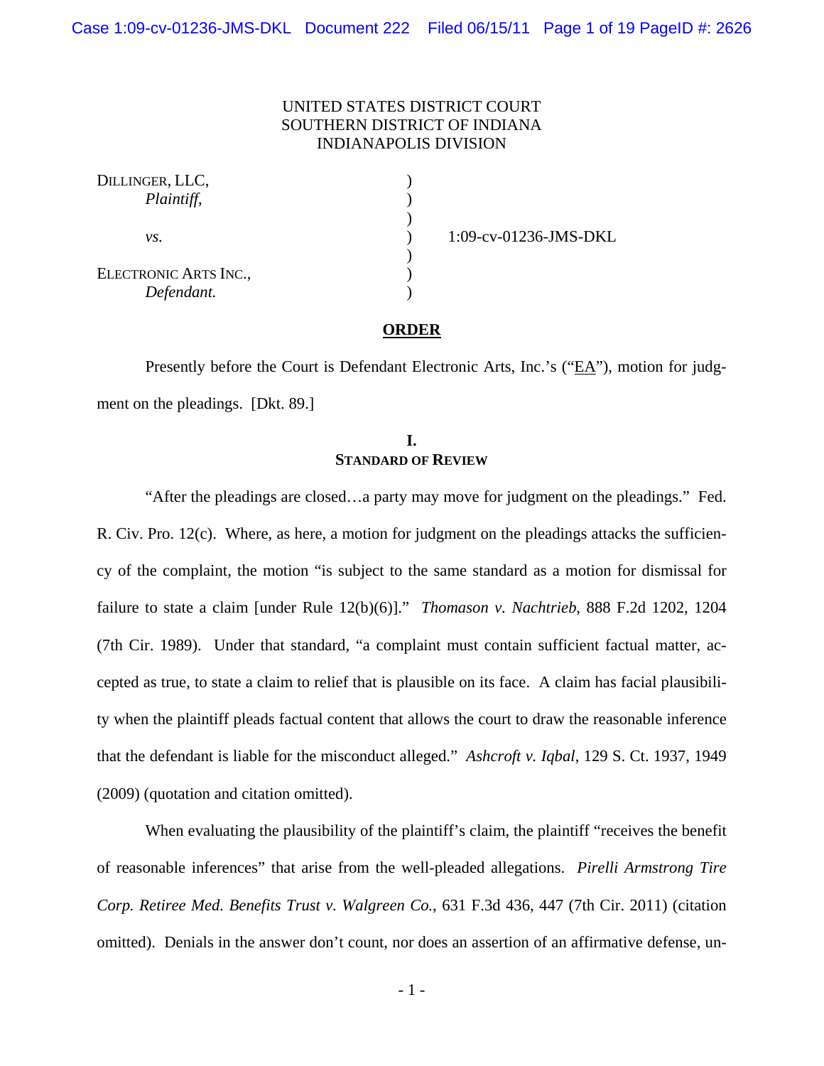UNITED STATES DISTRICT COURT
SOUTHERN DISTRICT OF INDIANA
INDIANAPOLIS DIVISION

| | | |
|---|---|---|
| DILLINGER, LLC, *Plaintiff*, | ) | |
| *vs*. | ) | 1:09-cv-01236-JMS-DKL |
| ELECTRONIC ARTS INC., *Defendant.* | ) | |

## ORDER

Presently before the Court is Defendant Electronic Arts, Inc.'s ("EA"), motion for judgment on the pleadings. [Dkt. 89.]

### I.
### STANDARD OF REVIEW

"After the pleadings are closed…a party may move for judgment on the pleadings." Fed. R. Civ. Pro. 12(c). Where, as here, a motion for judgment on the pleadings attacks the sufficiency of the complaint, the motion "is subject to the same standard as a motion for dismissal for failure to state a claim [under Rule 12(b)(6)]." *Thomason v. Nachtrieb*, 888 F.2d 1202, 1204 (7th Cir. 1989). Under that standard, "a complaint must contain sufficient factual matter, accepted as true, to state a claim to relief that is plausible on its face. A claim has facial plausibility when the plaintiff pleads factual content that allows the court to draw the reasonable inference that the defendant is liable for the misconduct alleged." *Ashcroft v. Iqbal*, 129 S. Ct. 1937, 1949 (2009) (quotation and citation omitted).

When evaluating the plausibility of the plaintiff's claim, the plaintiff "receives the benefit of reasonable inferences" that arise from the well-pleaded allegations. *Pirelli Armstrong Tire Corp. Retiree Med. Benefits Trust v. Walgreen Co.*, 631 F.3d 436, 447 (7th Cir. 2011) (citation omitted). Denials in the answer don't count, nor does an assertion of an affirmative defense, un-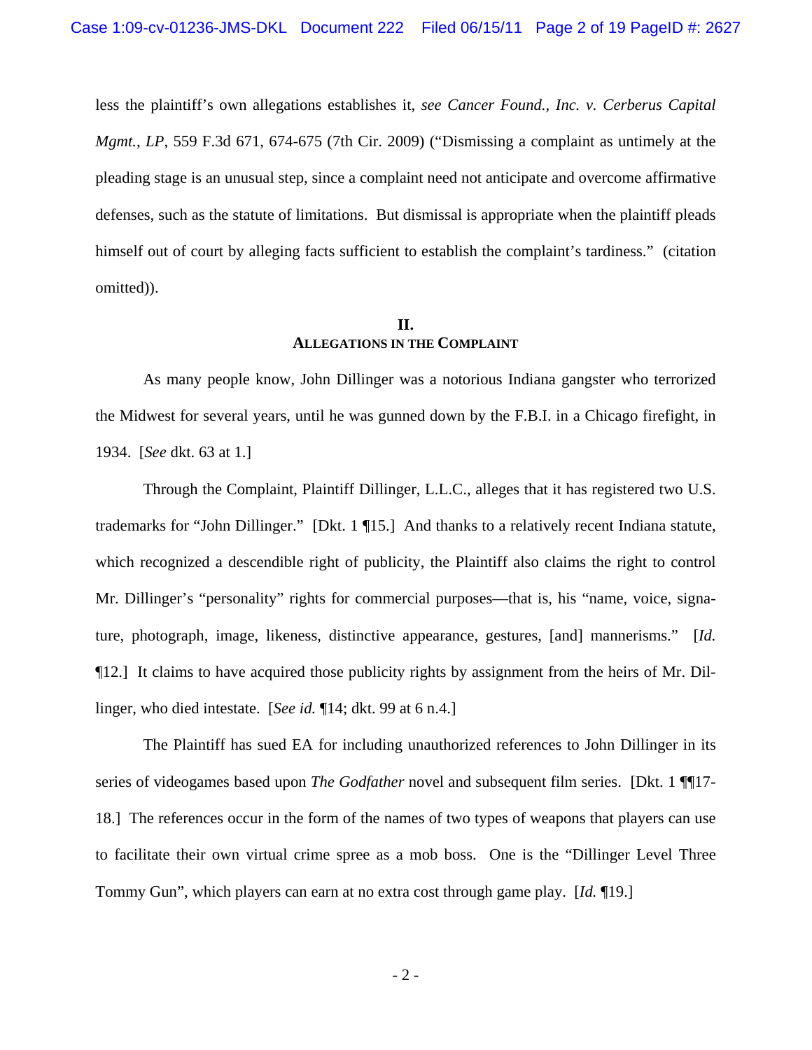less the plaintiff's own allegations establishes it, *see Cancer Found., Inc. v. Cerberus Capital Mgmt., LP*, 559 F.3d 671, 674-675 (7th Cir. 2009) ("Dismissing a complaint as untimely at the pleading stage is an unusual step, since a complaint need not anticipate and overcome affirmative defenses, such as the statute of limitations. But dismissal is appropriate when the plaintiff pleads himself out of court by alleging facts sufficient to establish the complaint's tardiness." (citation omitted)).

## II.
## ALLEGATIONS IN THE COMPLAINT

As many people know, John Dillinger was a notorious Indiana gangster who terrorized the Midwest for several years, until he was gunned down by the F.B.I. in a Chicago firefight, in 1934. [*See* dkt. 63 at 1.]

Through the Complaint, Plaintiff Dillinger, L.L.C., alleges that it has registered two U.S. trademarks for "John Dillinger." [Dkt. 1 ¶15.] And thanks to a relatively recent Indiana statute, which recognized a descendible right of publicity, the Plaintiff also claims the right to control Mr. Dillinger's "personality" rights for commercial purposes—that is, his "name, voice, signature, photograph, image, likeness, distinctive appearance, gestures, [and] mannerisms." [*Id.* ¶12.] It claims to have acquired those publicity rights by assignment from the heirs of Mr. Dillinger, who died intestate. [*See id.* ¶14; dkt. 99 at 6 n.4.]

The Plaintiff has sued EA for including unauthorized references to John Dillinger in its series of videogames based upon *The Godfather* novel and subsequent film series. [Dkt. 1 ¶¶17-18.] The references occur in the form of the names of two types of weapons that players can use to facilitate their own virtual crime spree as a mob boss. One is the "Dillinger Level Three Tommy Gun", which players can earn at no extra cost through game play. [*Id.* ¶19.]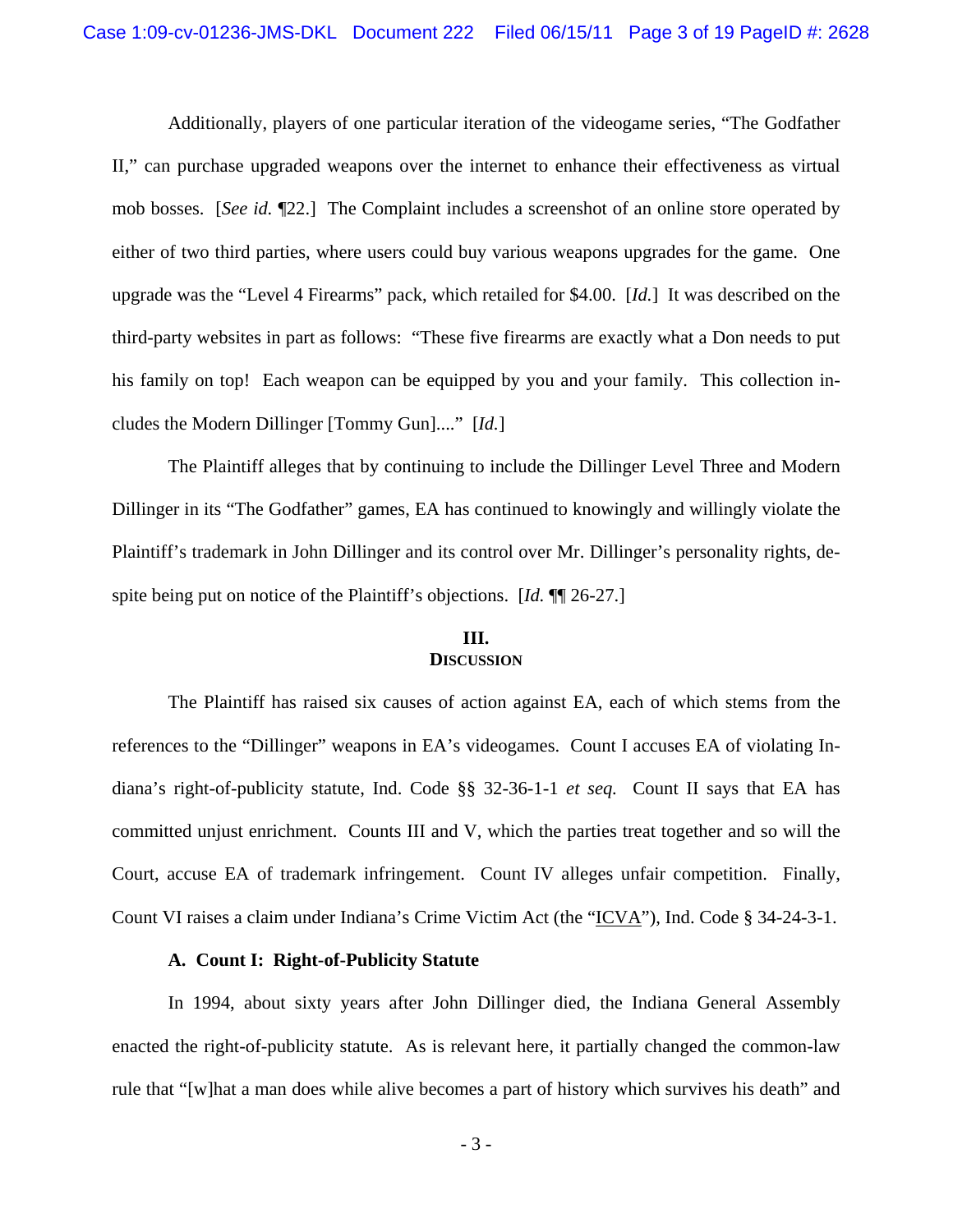Additionally, players of one particular iteration of the videogame series, "The Godfather II," can purchase upgraded weapons over the internet to enhance their effectiveness as virtual mob bosses. [*See id.* ¶22.] The Complaint includes a screenshot of an online store operated by either of two third parties, where users could buy various weapons upgrades for the game. One upgrade was the "Level 4 Firearms" pack, which retailed for $4.00. [*Id.*] It was described on the third-party websites in part as follows: "These five firearms are exactly what a Don needs to put his family on top! Each weapon can be equipped by you and your family. This collection includes the Modern Dillinger [Tommy Gun]...." [*Id.*]

The Plaintiff alleges that by continuing to include the Dillinger Level Three and Modern Dillinger in its "The Godfather" games, EA has continued to knowingly and willingly violate the Plaintiff's trademark in John Dillinger and its control over Mr. Dillinger's personality rights, despite being put on notice of the Plaintiff's objections. [*Id.* ¶¶ 26-27.]

## III.
## DISCUSSION

The Plaintiff has raised six causes of action against EA, each of which stems from the references to the "Dillinger" weapons in EA's videogames. Count I accuses EA of violating Indiana's right-of-publicity statute, Ind. Code §§ 32-36-1-1 *et seq.* Count II says that EA has committed unjust enrichment. Counts III and V, which the parties treat together and so will the Court, accuse EA of trademark infringement. Count IV alleges unfair competition. Finally, Count VI raises a claim under Indiana's Crime Victim Act (the "ICVA"), Ind. Code § 34-24-3-1.

### A. Count I: Right-of-Publicity Statute

In 1994, about sixty years after John Dillinger died, the Indiana General Assembly enacted the right-of-publicity statute. As is relevant here, it partially changed the common-law rule that "[w]hat a man does while alive becomes a part of history which survives his death" and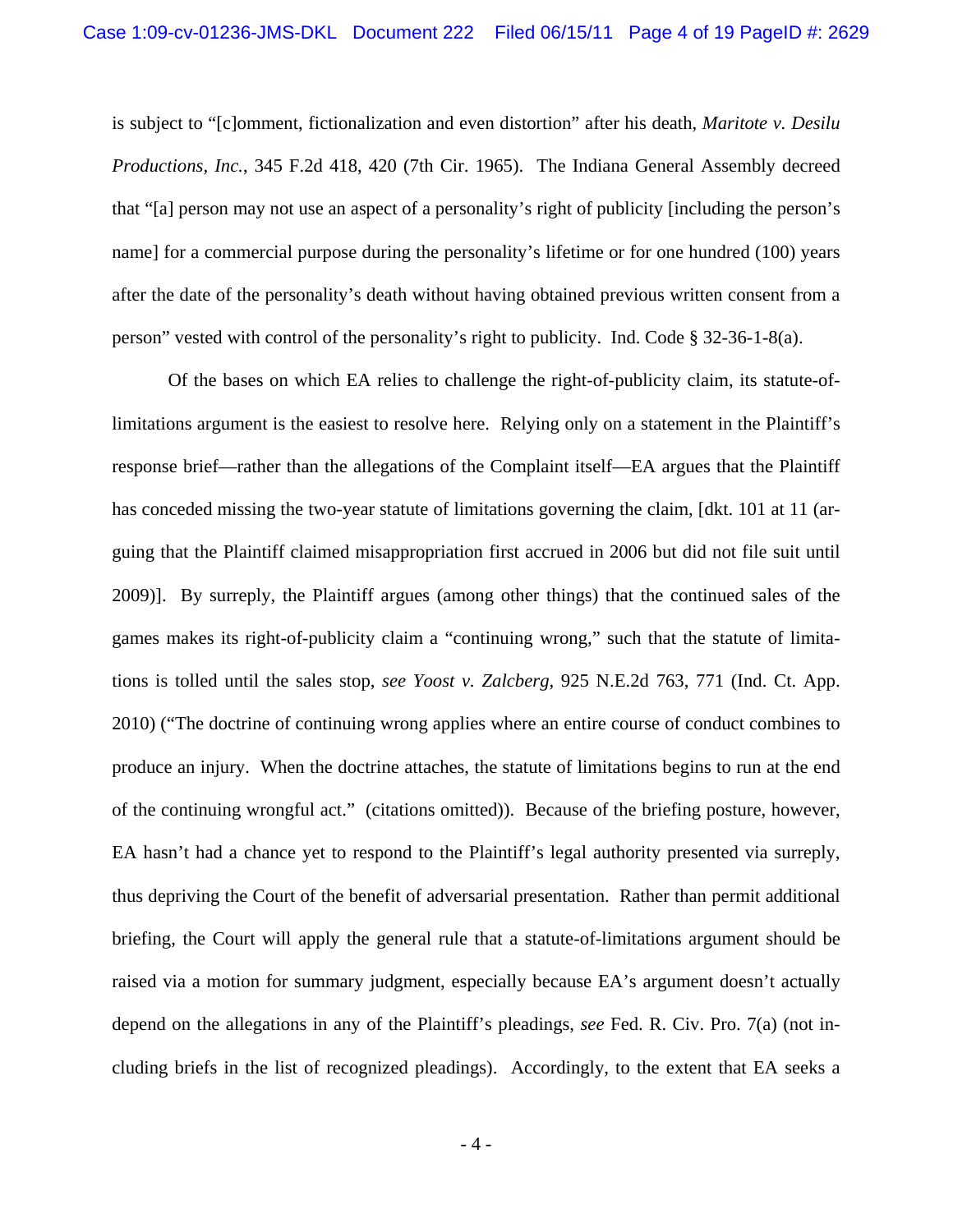is subject to "[c]omment, fictionalization and even distortion" after his death, *Maritote v. Desilu Productions, Inc.*, 345 F.2d 418, 420 (7th Cir. 1965). The Indiana General Assembly decreed that "[a] person may not use an aspect of a personality's right of publicity [including the person's name] for a commercial purpose during the personality's lifetime or for one hundred (100) years after the date of the personality's death without having obtained previous written consent from a person" vested with control of the personality's right to publicity. Ind. Code § 32-36-1-8(a).

Of the bases on which EA relies to challenge the right-of-publicity claim, its statute-of-limitations argument is the easiest to resolve here. Relying only on a statement in the Plaintiff's response brief—rather than the allegations of the Complaint itself—EA argues that the Plaintiff has conceded missing the two-year statute of limitations governing the claim, [dkt. 101 at 11 (arguing that the Plaintiff claimed misappropriation first accrued in 2006 but did not file suit until 2009)]. By surreply, the Plaintiff argues (among other things) that the continued sales of the games makes its right-of-publicity claim a "continuing wrong," such that the statute of limitations is tolled until the sales stop, *see Yoost v. Zalcberg*, 925 N.E.2d 763, 771 (Ind. Ct. App. 2010) ("The doctrine of continuing wrong applies where an entire course of conduct combines to produce an injury. When the doctrine attaches, the statute of limitations begins to run at the end of the continuing wrongful act." (citations omitted)). Because of the briefing posture, however, EA hasn't had a chance yet to respond to the Plaintiff's legal authority presented via surreply, thus depriving the Court of the benefit of adversarial presentation. Rather than permit additional briefing, the Court will apply the general rule that a statute-of-limitations argument should be raised via a motion for summary judgment, especially because EA's argument doesn't actually depend on the allegations in any of the Plaintiff's pleadings, *see* Fed. R. Civ. Pro. 7(a) (not including briefs in the list of recognized pleadings). Accordingly, to the extent that EA seeks a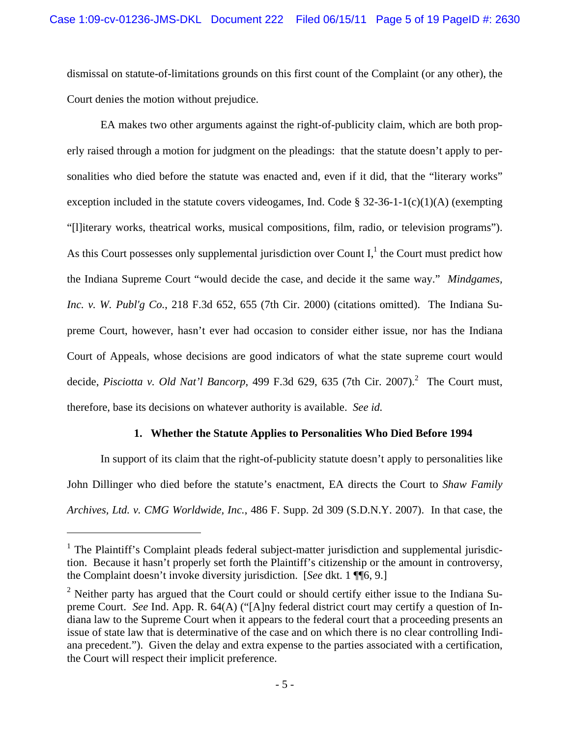dismissal on statute-of-limitations grounds on this first count of the Complaint (or any other), the Court denies the motion without prejudice.

EA makes two other arguments against the right-of-publicity claim, which are both properly raised through a motion for judgment on the pleadings: that the statute doesn't apply to personalities who died before the statute was enacted and, even if it did, that the "literary works" exception included in the statute covers videogames, Ind. Code § 32-36-1-1(c)(1)(A) (exempting "[l]iterary works, theatrical works, musical compositions, film, radio, or television programs"). As this Court possesses only supplemental jurisdiction over Count I,[1] the Court must predict how the Indiana Supreme Court "would decide the case, and decide it the same way." *Mindgames, Inc. v. W. Publ'g Co.*, 218 F.3d 652, 655 (7th Cir. 2000) (citations omitted). The Indiana Supreme Court, however, hasn't ever had occasion to consider either issue, nor has the Indiana Court of Appeals, whose decisions are good indicators of what the state supreme court would decide, *Pisciotta v. Old Nat'l Bancorp*, 499 F.3d 629, 635 (7th Cir. 2007).[2] The Court must, therefore, base its decisions on whatever authority is available. *See id.*

### 1. Whether the Statute Applies to Personalities Who Died Before 1994

In support of its claim that the right-of-publicity statute doesn't apply to personalities like John Dillinger who died before the statute's enactment, EA directs the Court to *Shaw Family Archives, Ltd. v. CMG Worldwide, Inc.*, 486 F. Supp. 2d 309 (S.D.N.Y. 2007). In that case, the

---

[1] The Plaintiff's Complaint pleads federal subject-matter jurisdiction and supplemental jurisdiction. Because it hasn't properly set forth the Plaintiff's citizenship or the amount in controversy, the Complaint doesn't invoke diversity jurisdiction. [*See* dkt. 1 ¶¶6, 9.]

[2] Neither party has argued that the Court could or should certify either issue to the Indiana Supreme Court. *See* Ind. App. R. 64(A) ("[A]ny federal district court may certify a question of Indiana law to the Supreme Court when it appears to the federal court that a proceeding presents an issue of state law that is determinative of the case and on which there is no clear controlling Indiana precedent."). Given the delay and extra expense to the parties associated with a certification, the Court will respect their implicit preference.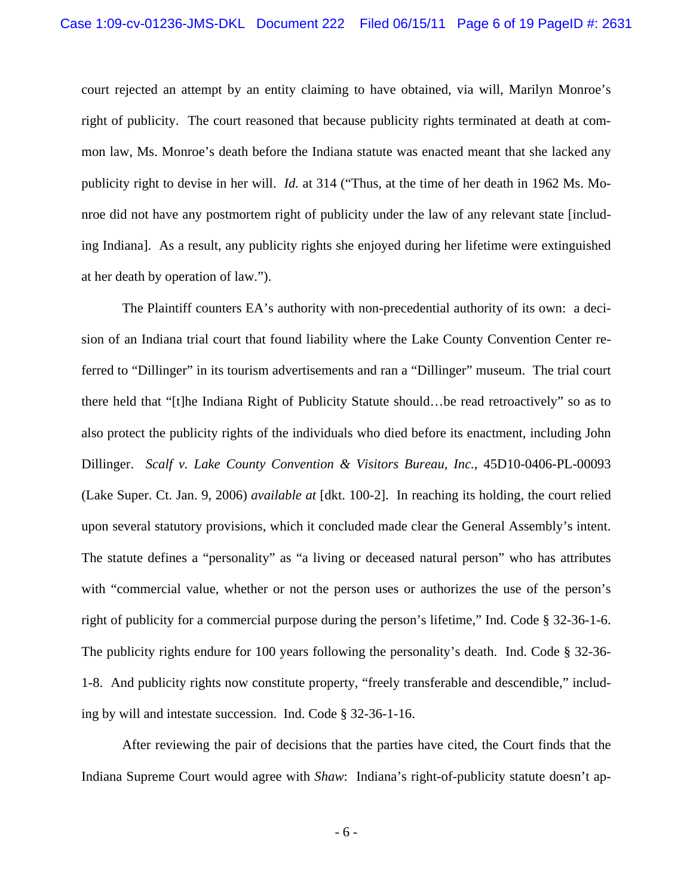court rejected an attempt by an entity claiming to have obtained, via will, Marilyn Monroe's right of publicity. The court reasoned that because publicity rights terminated at death at common law, Ms. Monroe's death before the Indiana statute was enacted meant that she lacked any publicity right to devise in her will. *Id.* at 314 ("Thus, at the time of her death in 1962 Ms. Monroe did not have any postmortem right of publicity under the law of any relevant state [including Indiana]. As a result, any publicity rights she enjoyed during her lifetime were extinguished at her death by operation of law.").

The Plaintiff counters EA's authority with non-precedential authority of its own: a decision of an Indiana trial court that found liability where the Lake County Convention Center referred to "Dillinger" in its tourism advertisements and ran a "Dillinger" museum. The trial court there held that "[t]he Indiana Right of Publicity Statute should…be read retroactively" so as to also protect the publicity rights of the individuals who died before its enactment, including John Dillinger. *Scalf v. Lake County Convention & Visitors Bureau, Inc.*, 45D10-0406-PL-00093 (Lake Super. Ct. Jan. 9, 2006) *available at* [dkt. 100-2]. In reaching its holding, the court relied upon several statutory provisions, which it concluded made clear the General Assembly's intent. The statute defines a "personality" as "a living or deceased natural person" who has attributes with "commercial value, whether or not the person uses or authorizes the use of the person's right of publicity for a commercial purpose during the person's lifetime," Ind. Code § 32-36-1-6. The publicity rights endure for 100 years following the personality's death. Ind. Code § 32-36-1-8. And publicity rights now constitute property, "freely transferable and descendible," including by will and intestate succession. Ind. Code § 32-36-1-16.

After reviewing the pair of decisions that the parties have cited, the Court finds that the Indiana Supreme Court would agree with *Shaw*: Indiana's right-of-publicity statute doesn't ap-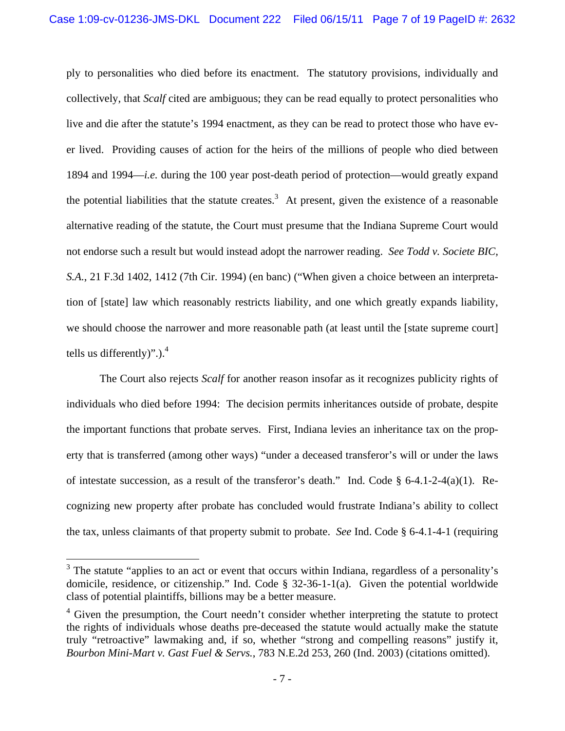ply to personalities who died before its enactment. The statutory provisions, individually and collectively, that *Scalf* cited are ambiguous; they can be read equally to protect personalities who live and die after the statute's 1994 enactment, as they can be read to protect those who have ever lived. Providing causes of action for the heirs of the millions of people who died between 1894 and 1994—*i.e.* during the 100 year post-death period of protection—would greatly expand the potential liabilities that the statute creates.[3] At present, given the existence of a reasonable alternative reading of the statute, the Court must presume that the Indiana Supreme Court would not endorse such a result but would instead adopt the narrower reading. *See Todd v. Societe BIC, S.A.*, 21 F.3d 1402, 1412 (7th Cir. 1994) (en banc) ("When given a choice between an interpretation of [state] law which reasonably restricts liability, and one which greatly expands liability, we should choose the narrower and more reasonable path (at least until the [state supreme court] tells us differently)".).[4]

The Court also rejects *Scalf* for another reason insofar as it recognizes publicity rights of individuals who died before 1994: The decision permits inheritances outside of probate, despite the important functions that probate serves. First, Indiana levies an inheritance tax on the property that is transferred (among other ways) "under a deceased transferor's will or under the laws of intestate succession, as a result of the transferor's death." Ind. Code § 6-4.1-2-4(a)(1). Recognizing new property after probate has concluded would frustrate Indiana's ability to collect the tax, unless claimants of that property submit to probate. *See* Ind. Code § 6-4.1-4-1 (requiring

---

[3] The statute "applies to an act or event that occurs within Indiana, regardless of a personality's domicile, residence, or citizenship." Ind. Code § 32-36-1-1(a). Given the potential worldwide class of potential plaintiffs, billions may be a better measure.

[4] Given the presumption, the Court needn't consider whether interpreting the statute to protect the rights of individuals whose deaths pre-deceased the statute would actually make the statute truly "retroactive" lawmaking and, if so, whether "strong and compelling reasons" justify it, *Bourbon Mini-Mart v. Gast Fuel & Servs.*, 783 N.E.2d 253, 260 (Ind. 2003) (citations omitted).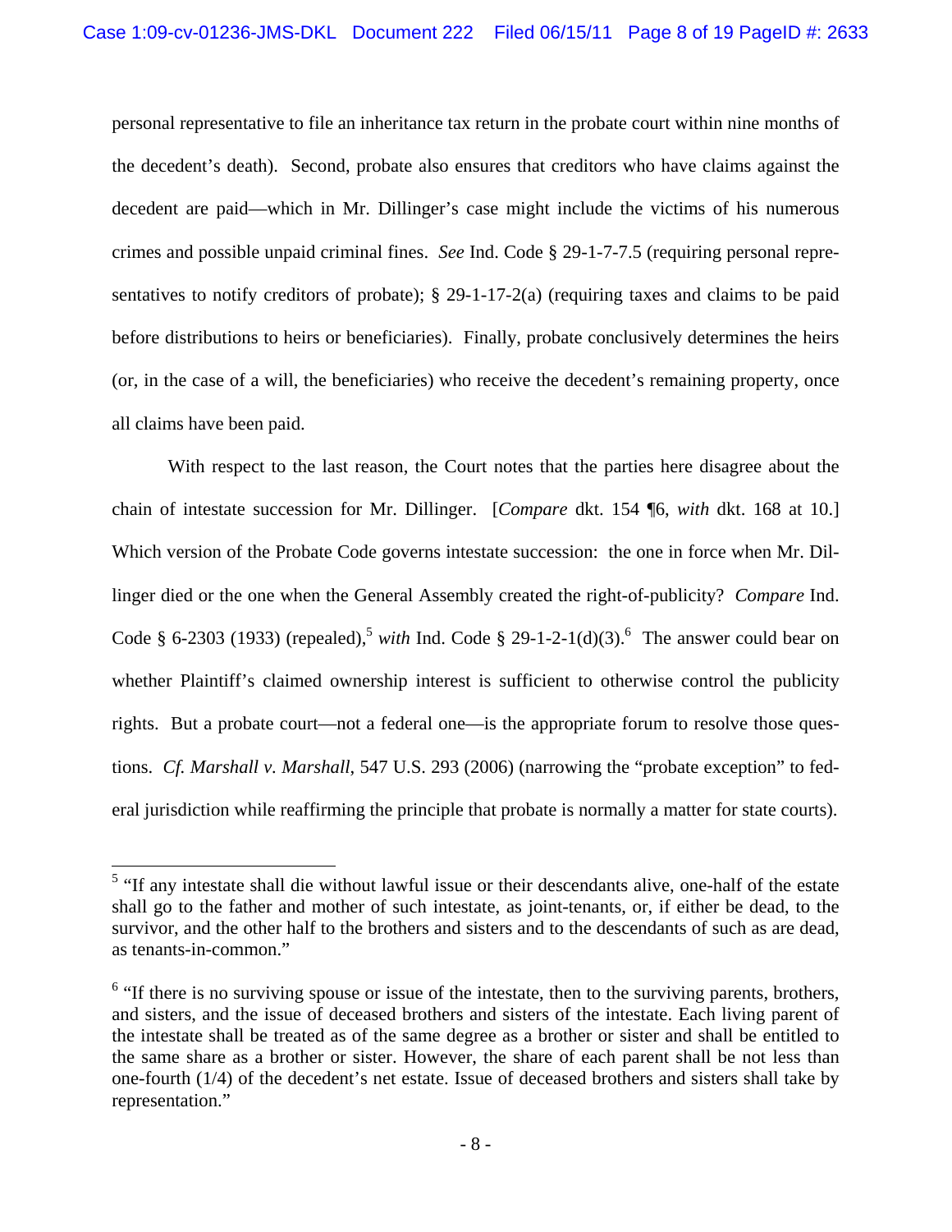personal representative to file an inheritance tax return in the probate court within nine months of the decedent's death). Second, probate also ensures that creditors who have claims against the decedent are paid—which in Mr. Dillinger's case might include the victims of his numerous crimes and possible unpaid criminal fines. *See* Ind. Code § 29-1-7-7.5 (requiring personal representatives to notify creditors of probate); § 29-1-17-2(a) (requiring taxes and claims to be paid before distributions to heirs or beneficiaries). Finally, probate conclusively determines the heirs (or, in the case of a will, the beneficiaries) who receive the decedent's remaining property, once all claims have been paid.

With respect to the last reason, the Court notes that the parties here disagree about the chain of intestate succession for Mr. Dillinger. [*Compare* dkt. 154 ¶6, *with* dkt. 168 at 10.] Which version of the Probate Code governs intestate succession: the one in force when Mr. Dillinger died or the one when the General Assembly created the right-of-publicity? *Compare* Ind. Code § 6-2303 (1933) (repealed),[5] *with* Ind. Code § 29-1-2-1(d)(3).[6] The answer could bear on whether Plaintiff's claimed ownership interest is sufficient to otherwise control the publicity rights. But a probate court—not a federal one—is the appropriate forum to resolve those questions. *Cf. Marshall v. Marshall*, 547 U.S. 293 (2006) (narrowing the "probate exception" to federal jurisdiction while reaffirming the principle that probate is normally a matter for state courts).

---

[5] "If any intestate shall die without lawful issue or their descendants alive, one-half of the estate shall go to the father and mother of such intestate, as joint-tenants, or, if either be dead, to the survivor, and the other half to the brothers and sisters and to the descendants of such as are dead, as tenants-in-common."

[6] "If there is no surviving spouse or issue of the intestate, then to the surviving parents, brothers, and sisters, and the issue of deceased brothers and sisters of the intestate. Each living parent of the intestate shall be treated as of the same degree as a brother or sister and shall be entitled to the same share as a brother or sister. However, the share of each parent shall be not less than one-fourth (1/4) of the decedent's net estate. Issue of deceased brothers and sisters shall take by representation."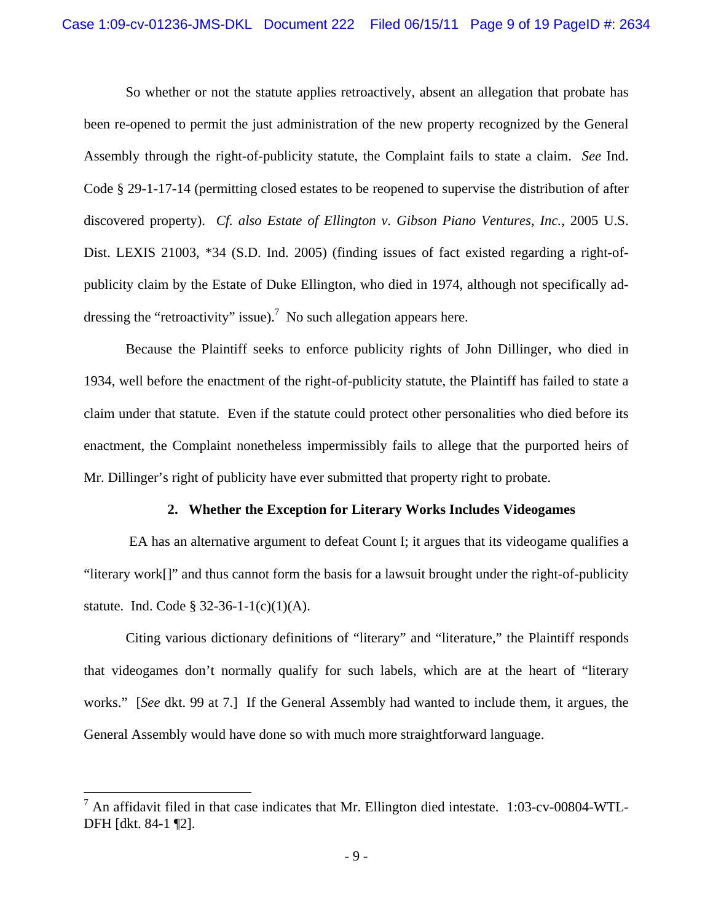So whether or not the statute applies retroactively, absent an allegation that probate has been re-opened to permit the just administration of the new property recognized by the General Assembly through the right-of-publicity statute, the Complaint fails to state a claim. *See* Ind. Code § 29-1-17-14 (permitting closed estates to be reopened to supervise the distribution of after discovered property). *Cf. also Estate of Ellington v. Gibson Piano Ventures, Inc.*, 2005 U.S. Dist. LEXIS 21003, *34 (S.D. Ind. 2005) (finding issues of fact existed regarding a right-of-publicity claim by the Estate of Duke Ellington, who died in 1974, although not specifically addressing the "retroactivity" issue).[7] No such allegation appears here.

Because the Plaintiff seeks to enforce publicity rights of John Dillinger, who died in 1934, well before the enactment of the right-of-publicity statute, the Plaintiff has failed to state a claim under that statute. Even if the statute could protect other personalities who died before its enactment, the Complaint nonetheless impermissibly fails to allege that the purported heirs of Mr. Dillinger's right of publicity have ever submitted that property right to probate.

**2. Whether the Exception for Literary Works Includes Videogames**

EA has an alternative argument to defeat Count I; it argues that its videogame qualifies a "literary work[]" and thus cannot form the basis for a lawsuit brought under the right-of-publicity statute. Ind. Code § 32-36-1-1(c)(1)(A).

Citing various dictionary definitions of "literary" and "literature," the Plaintiff responds that videogames don't normally qualify for such labels, which are at the heart of "literary works." [*See* dkt. 99 at 7.] If the General Assembly had wanted to include them, it argues, the General Assembly would have done so with much more straightforward language.

---

[7] An affidavit filed in that case indicates that Mr. Ellington died intestate. 1:03-cv-00804-WTL-DFH [dkt. 84-1 ¶2].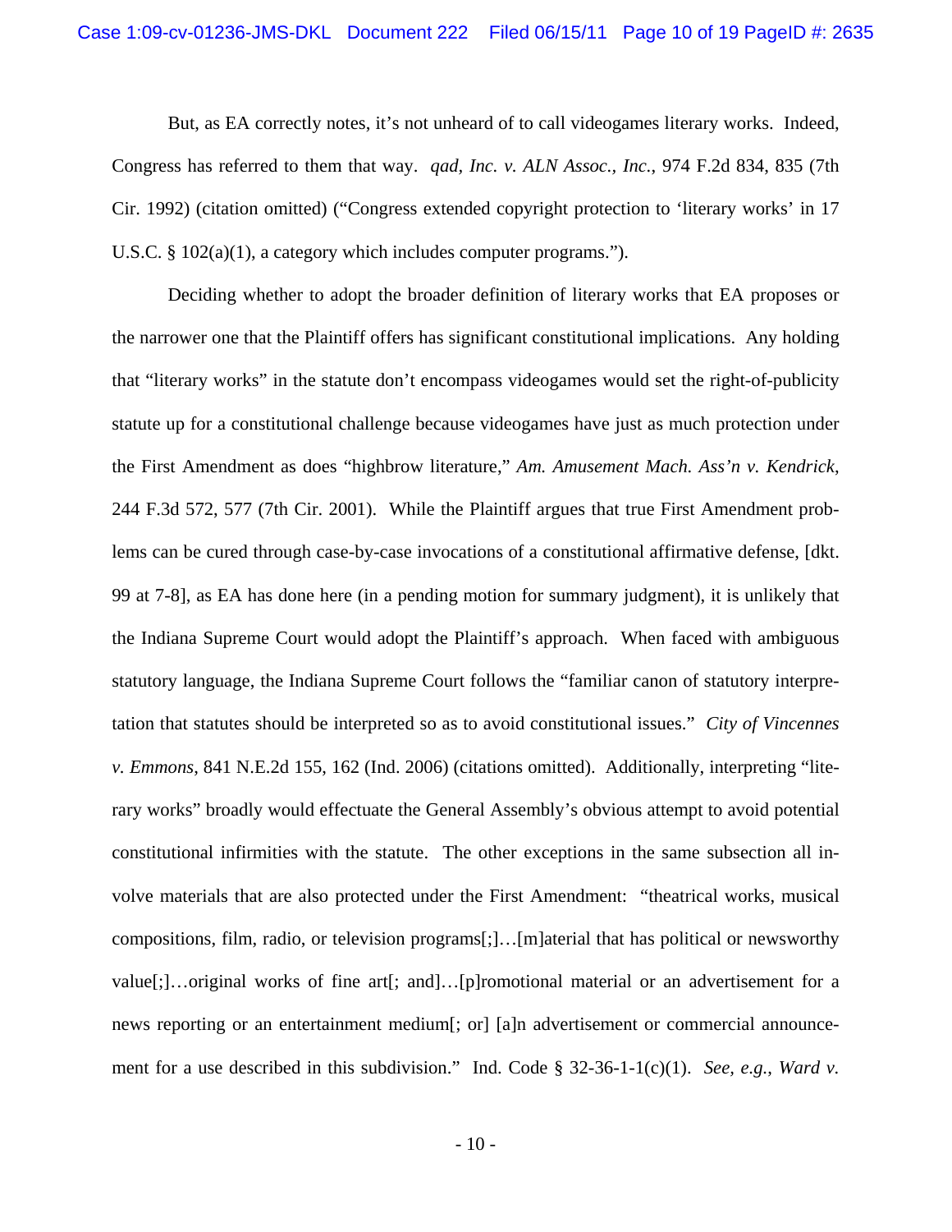But, as EA correctly notes, it's not unheard of to call videogames literary works. Indeed, Congress has referred to them that way. *qad, Inc. v. ALN Assoc., Inc.*, 974 F.2d 834, 835 (7th Cir. 1992) (citation omitted) ("Congress extended copyright protection to 'literary works' in 17 U.S.C. § 102(a)(1), a category which includes computer programs.").

Deciding whether to adopt the broader definition of literary works that EA proposes or the narrower one that the Plaintiff offers has significant constitutional implications. Any holding that "literary works" in the statute don't encompass videogames would set the right-of-publicity statute up for a constitutional challenge because videogames have just as much protection under the First Amendment as does "highbrow literature," *Am. Amusement Mach. Ass'n v. Kendrick*, 244 F.3d 572, 577 (7th Cir. 2001). While the Plaintiff argues that true First Amendment problems can be cured through case-by-case invocations of a constitutional affirmative defense, [dkt. 99 at 7-8], as EA has done here (in a pending motion for summary judgment), it is unlikely that the Indiana Supreme Court would adopt the Plaintiff's approach. When faced with ambiguous statutory language, the Indiana Supreme Court follows the "familiar canon of statutory interpretation that statutes should be interpreted so as to avoid constitutional issues." *City of Vincennes v. Emmons*, 841 N.E.2d 155, 162 (Ind. 2006) (citations omitted). Additionally, interpreting "literary works" broadly would effectuate the General Assembly's obvious attempt to avoid potential constitutional infirmities with the statute. The other exceptions in the same subsection all involve materials that are also protected under the First Amendment: "theatrical works, musical compositions, film, radio, or television programs[;]…[m]aterial that has political or newsworthy value[;]…original works of fine art[; and]…[p]romotional material or an advertisement for a news reporting or an entertainment medium[; or] [a]n advertisement or commercial announcement for a use described in this subdivision." Ind. Code § 32-36-1-1(c)(1). *See, e.g.*, *Ward v.*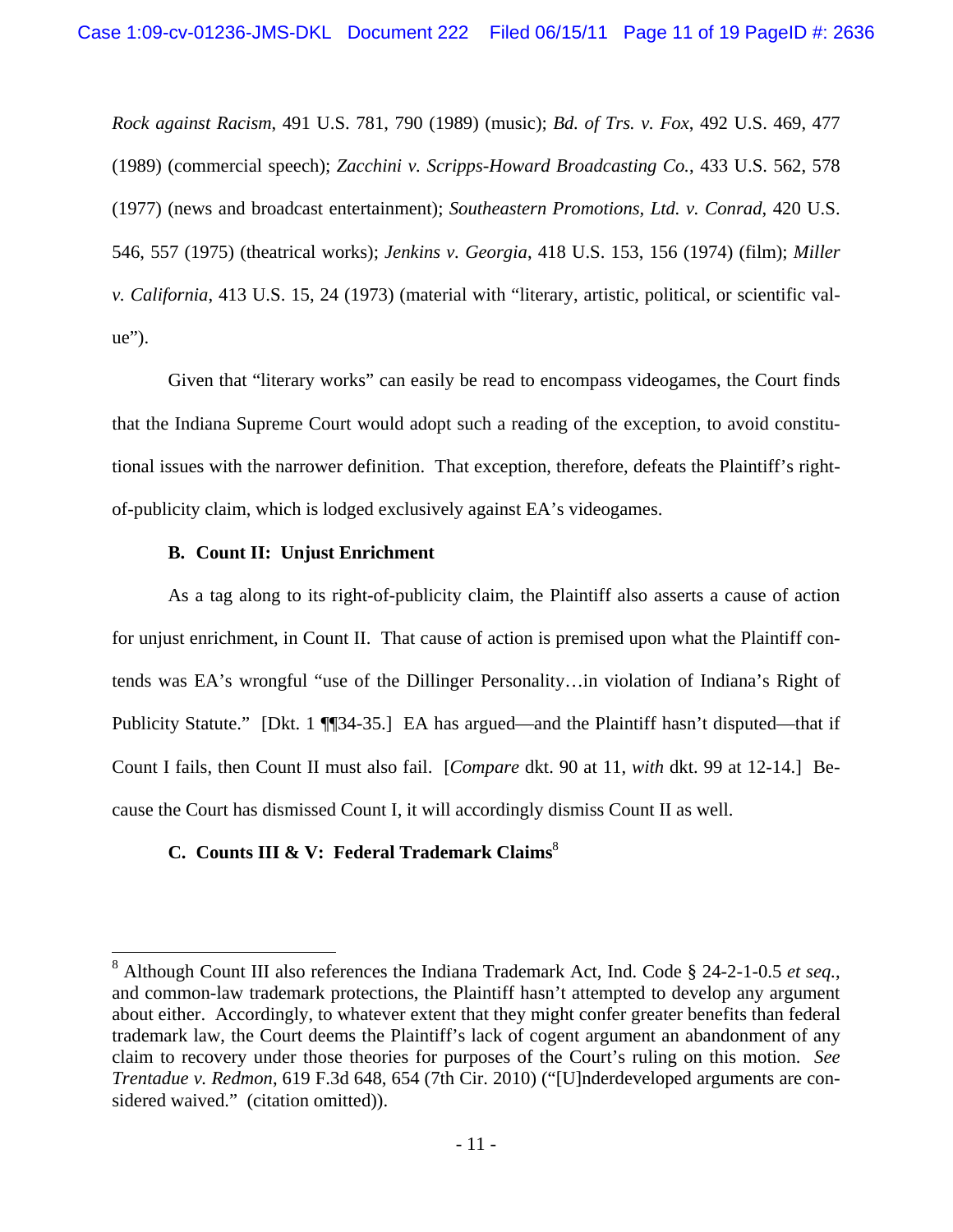*Rock against Racism*, 491 U.S. 781, 790 (1989) (music); *Bd. of Trs. v. Fox*, 492 U.S. 469, 477 (1989) (commercial speech); *Zacchini v. Scripps-Howard Broadcasting Co.*, 433 U.S. 562, 578 (1977) (news and broadcast entertainment); *Southeastern Promotions, Ltd. v. Conrad*, 420 U.S. 546, 557 (1975) (theatrical works); *Jenkins v. Georgia*, 418 U.S. 153, 156 (1974) (film); *Miller v. California*, 413 U.S. 15, 24 (1973) (material with "literary, artistic, political, or scientific value").

Given that "literary works" can easily be read to encompass videogames, the Court finds that the Indiana Supreme Court would adopt such a reading of the exception, to avoid constitutional issues with the narrower definition. That exception, therefore, defeats the Plaintiff's right-of-publicity claim, which is lodged exclusively against EA's videogames.

### B. Count II: Unjust Enrichment

As a tag along to its right-of-publicity claim, the Plaintiff also asserts a cause of action for unjust enrichment, in Count II. That cause of action is premised upon what the Plaintiff contends was EA's wrongful "use of the Dillinger Personality…in violation of Indiana's Right of Publicity Statute." [Dkt. 1 ¶¶34-35.] EA has argued—and the Plaintiff hasn't disputed—that if Count I fails, then Count II must also fail. [*Compare* dkt. 90 at 11, *with* dkt. 99 at 12-14.] Because the Court has dismissed Count I, it will accordingly dismiss Count II as well.

### C. Counts III & V: Federal Trademark Claims[8]

---

[8] Although Count III also references the Indiana Trademark Act, Ind. Code § 24-2-1-0.5 *et seq.*, and common-law trademark protections, the Plaintiff hasn't attempted to develop any argument about either. Accordingly, to whatever extent that they might confer greater benefits than federal trademark law, the Court deems the Plaintiff's lack of cogent argument an abandonment of any claim to recovery under those theories for purposes of the Court's ruling on this motion. *See Trentadue v. Redmon*, 619 F.3d 648, 654 (7th Cir. 2010) ("[U]nderdeveloped arguments are considered waived." (citation omitted)).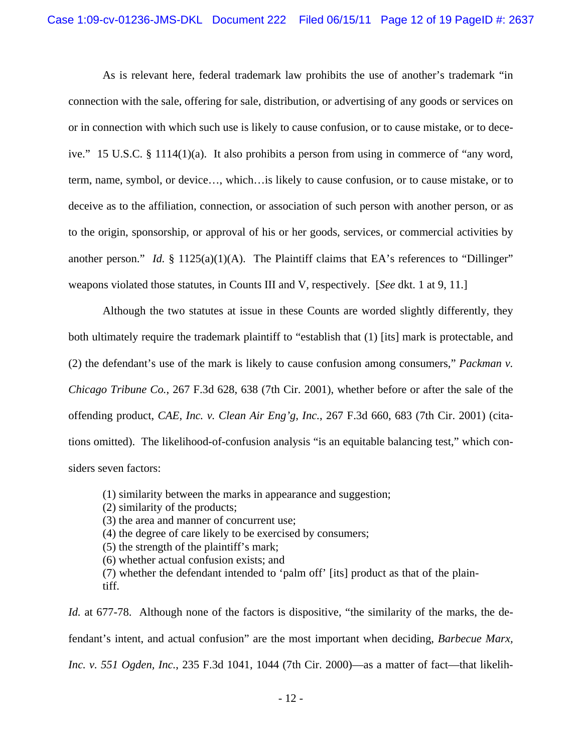As is relevant here, federal trademark law prohibits the use of another's trademark "in connection with the sale, offering for sale, distribution, or advertising of any goods or services on or in connection with which such use is likely to cause confusion, or to cause mistake, or to deceive." 15 U.S.C. § 1114(1)(a). It also prohibits a person from using in commerce of "any word, term, name, symbol, or device…, which…is likely to cause confusion, or to cause mistake, or to deceive as to the affiliation, connection, or association of such person with another person, or as to the origin, sponsorship, or approval of his or her goods, services, or commercial activities by another person." *Id.* § 1125(a)(1)(A). The Plaintiff claims that EA's references to "Dillinger" weapons violated those statutes, in Counts III and V, respectively. [*See* dkt. 1 at 9, 11.]

Although the two statutes at issue in these Counts are worded slightly differently, they both ultimately require the trademark plaintiff to "establish that (1) [its] mark is protectable, and (2) the defendant's use of the mark is likely to cause confusion among consumers," *Packman v. Chicago Tribune Co.*, 267 F.3d 628, 638 (7th Cir. 2001), whether before or after the sale of the offending product, *CAE, Inc. v. Clean Air Eng'g, Inc.*, 267 F.3d 660, 683 (7th Cir. 2001) (citations omitted). The likelihood-of-confusion analysis "is an equitable balancing test," which considers seven factors:

> (1) similarity between the marks in appearance and suggestion;
> (2) similarity of the products;
> (3) the area and manner of concurrent use;
> (4) the degree of care likely to be exercised by consumers;
> (5) the strength of the plaintiff's mark;
> (6) whether actual confusion exists; and
> (7) whether the defendant intended to 'palm off' [its] product as that of the plaintiff.

*Id.* at 677-78. Although none of the factors is dispositive, "the similarity of the marks, the defendant's intent, and actual confusion" are the most important when deciding, *Barbecue Marx, Inc. v. 551 Ogden, Inc.*, 235 F.3d 1041, 1044 (7th Cir. 2000)—as a matter of fact—that likelih-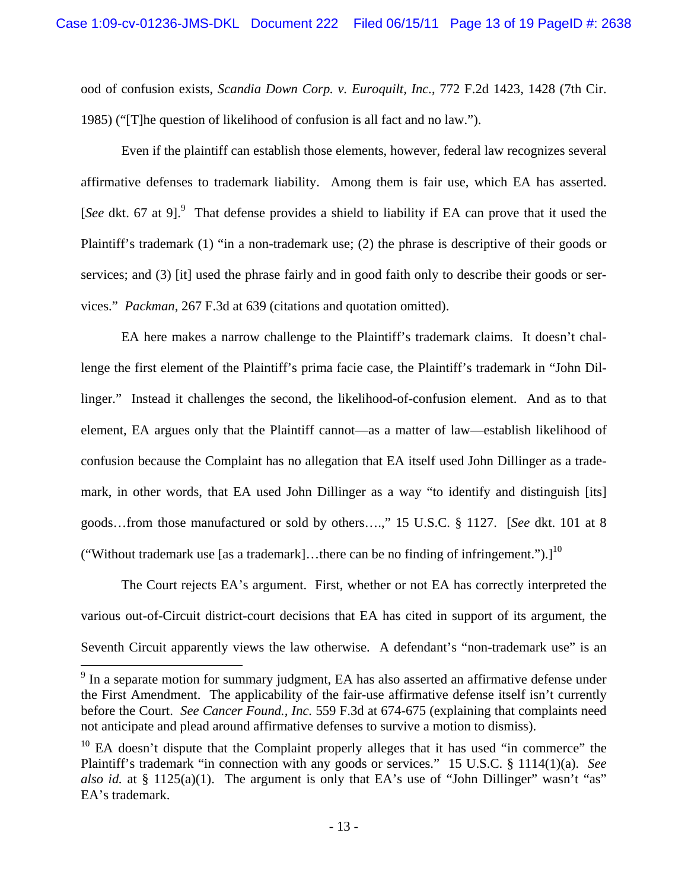ood of confusion exists, *Scandia Down Corp. v. Euroquilt, Inc.*, 772 F.2d 1423, 1428 (7th Cir. 1985) ("[T]he question of likelihood of confusion is all fact and no law.").

Even if the plaintiff can establish those elements, however, federal law recognizes several affirmative defenses to trademark liability. Among them is fair use, which EA has asserted. [*See* dkt. 67 at 9].[9] That defense provides a shield to liability if EA can prove that it used the Plaintiff's trademark (1) "in a non-trademark use; (2) the phrase is descriptive of their goods or services; and (3) [it] used the phrase fairly and in good faith only to describe their goods or services." *Packman*, 267 F.3d at 639 (citations and quotation omitted).

EA here makes a narrow challenge to the Plaintiff's trademark claims. It doesn't challenge the first element of the Plaintiff's prima facie case, the Plaintiff's trademark in "John Dillinger." Instead it challenges the second, the likelihood-of-confusion element. And as to that element, EA argues only that the Plaintiff cannot—as a matter of law—establish likelihood of confusion because the Complaint has no allegation that EA itself used John Dillinger as a trademark, in other words, that EA used John Dillinger as a way "to identify and distinguish [its] goods…from those manufactured or sold by others….," 15 U.S.C. § 1127. [*See* dkt. 101 at 8 ("Without trademark use [as a trademark]…there can be no finding of infringement.").][10]

The Court rejects EA's argument. First, whether or not EA has correctly interpreted the various out-of-Circuit district-court decisions that EA has cited in support of its argument, the Seventh Circuit apparently views the law otherwise. A defendant's "non-trademark use" is an

---

[9] In a separate motion for summary judgment, EA has also asserted an affirmative defense under the First Amendment. The applicability of the fair-use affirmative defense itself isn't currently before the Court. *See Cancer Found., Inc.* 559 F.3d at 674-675 (explaining that complaints need not anticipate and plead around affirmative defenses to survive a motion to dismiss).

[10] EA doesn't dispute that the Complaint properly alleges that it has used "in commerce" the Plaintiff's trademark "in connection with any goods or services." 15 U.S.C. § 1114(1)(a). *See also id.* at § 1125(a)(1). The argument is only that EA's use of "John Dillinger" wasn't "as" EA's trademark.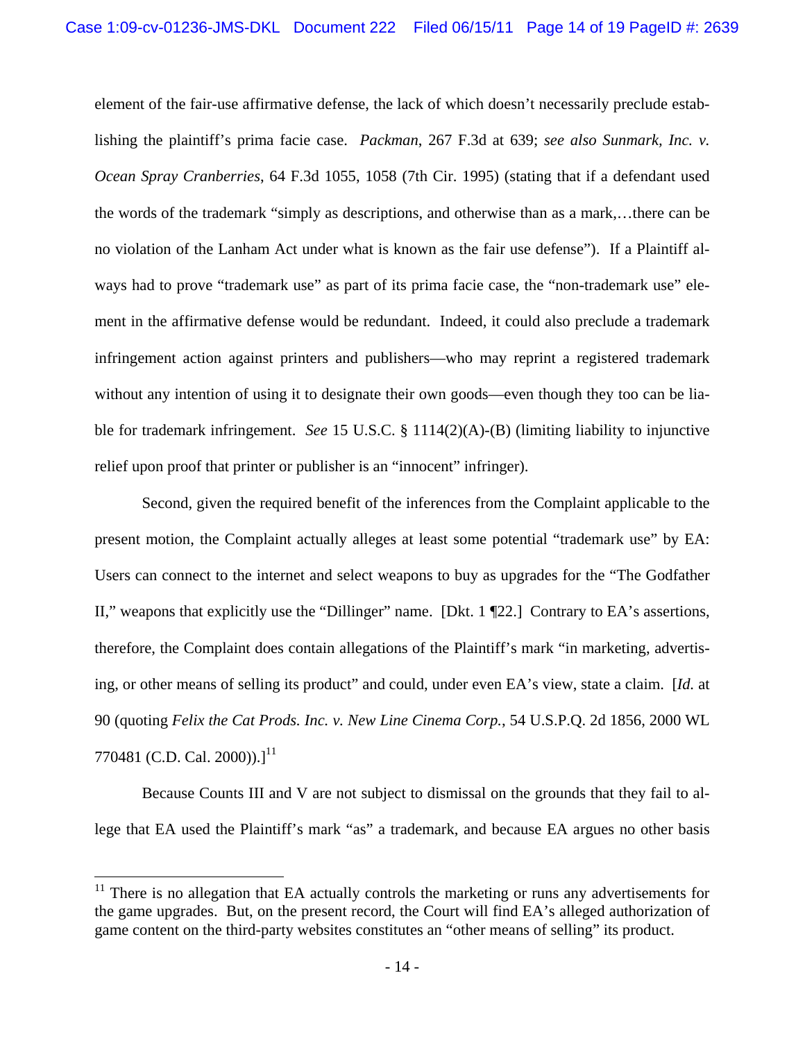element of the fair-use affirmative defense, the lack of which doesn't necessarily preclude establishing the plaintiff's prima facie case. *Packman*, 267 F.3d at 639; *see also Sunmark, Inc. v. Ocean Spray Cranberries*, 64 F.3d 1055, 1058 (7th Cir. 1995) (stating that if a defendant used the words of the trademark "simply as descriptions, and otherwise than as a mark,…there can be no violation of the Lanham Act under what is known as the fair use defense"). If a Plaintiff always had to prove "trademark use" as part of its prima facie case, the "non-trademark use" element in the affirmative defense would be redundant. Indeed, it could also preclude a trademark infringement action against printers and publishers—who may reprint a registered trademark without any intention of using it to designate their own goods—even though they too can be liable for trademark infringement. *See* 15 U.S.C. § 1114(2)(A)-(B) (limiting liability to injunctive relief upon proof that printer or publisher is an "innocent" infringer).

Second, given the required benefit of the inferences from the Complaint applicable to the present motion, the Complaint actually alleges at least some potential "trademark use" by EA: Users can connect to the internet and select weapons to buy as upgrades for the "The Godfather II," weapons that explicitly use the "Dillinger" name. [Dkt. 1 ¶22.] Contrary to EA's assertions, therefore, the Complaint does contain allegations of the Plaintiff's mark "in marketing, advertising, or other means of selling its product" and could, under even EA's view, state a claim. [*Id.* at 90 (quoting *Felix the Cat Prods. Inc. v. New Line Cinema Corp.*, 54 U.S.P.Q. 2d 1856, 2000 WL 770481 (C.D. Cal. 2000)).][11]

Because Counts III and V are not subject to dismissal on the grounds that they fail to allege that EA used the Plaintiff's mark "as" a trademark, and because EA argues no other basis

---

[11] There is no allegation that EA actually controls the marketing or runs any advertisements for the game upgrades. But, on the present record, the Court will find EA's alleged authorization of game content on the third-party websites constitutes an "other means of selling" its product.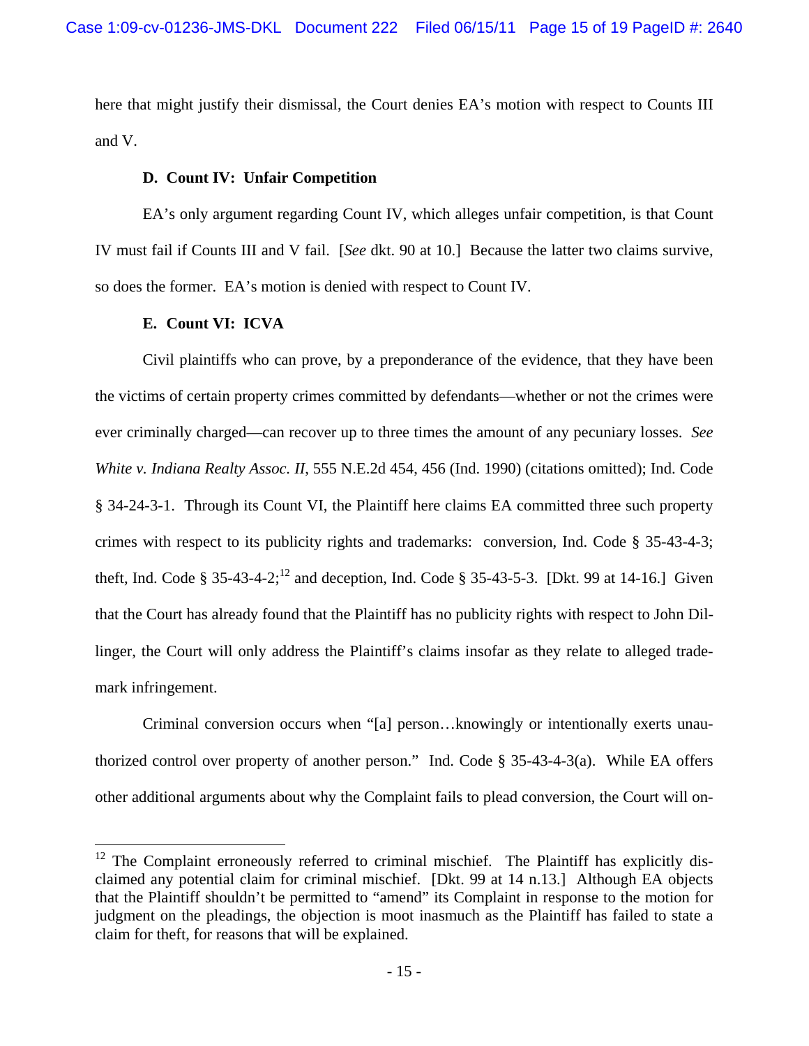here that might justify their dismissal, the Court denies EA's motion with respect to Counts III and V.

### D. Count IV: Unfair Competition

EA's only argument regarding Count IV, which alleges unfair competition, is that Count IV must fail if Counts III and V fail. [*See* dkt. 90 at 10.] Because the latter two claims survive, so does the former. EA's motion is denied with respect to Count IV.

### E. Count VI: ICVA

Civil plaintiffs who can prove, by a preponderance of the evidence, that they have been the victims of certain property crimes committed by defendants—whether or not the crimes were ever criminally charged—can recover up to three times the amount of any pecuniary losses. *See White v. Indiana Realty Assoc. II*, 555 N.E.2d 454, 456 (Ind. 1990) (citations omitted); Ind. Code § 34-24-3-1. Through its Count VI, the Plaintiff here claims EA committed three such property crimes with respect to its publicity rights and trademarks: conversion, Ind. Code § 35-43-4-3; theft, Ind. Code § 35-43-4-2;[12] and deception, Ind. Code § 35-43-5-3. [Dkt. 99 at 14-16.] Given that the Court has already found that the Plaintiff has no publicity rights with respect to John Dillinger, the Court will only address the Plaintiff's claims insofar as they relate to alleged trademark infringement.

Criminal conversion occurs when "[a] person…knowingly or intentionally exerts unauthorized control over property of another person." Ind. Code § 35-43-4-3(a). While EA offers other additional arguments about why the Complaint fails to plead conversion, the Court will on-

[12] The Complaint erroneously referred to criminal mischief. The Plaintiff has explicitly disclaimed any potential claim for criminal mischief. [Dkt. 99 at 14 n.13.] Although EA objects that the Plaintiff shouldn't be permitted to "amend" its Complaint in response to the motion for judgment on the pleadings, the objection is moot inasmuch as the Plaintiff has failed to state a claim for theft, for reasons that will be explained.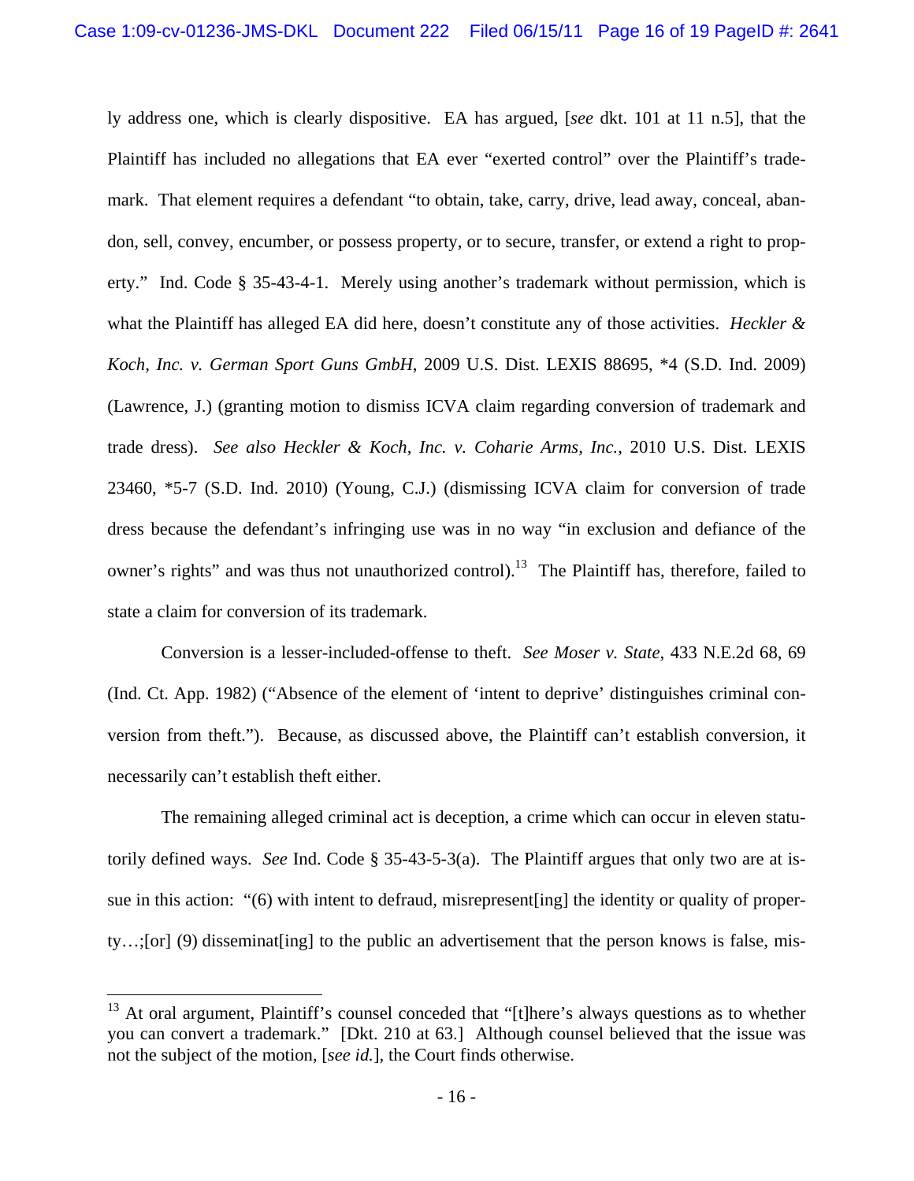ly address one, which is clearly dispositive. EA has argued, [*see* dkt. 101 at 11 n.5], that the Plaintiff has included no allegations that EA ever "exerted control" over the Plaintiff's trademark. That element requires a defendant "to obtain, take, carry, drive, lead away, conceal, abandon, sell, convey, encumber, or possess property, or to secure, transfer, or extend a right to property." Ind. Code § 35-43-4-1. Merely using another's trademark without permission, which is what the Plaintiff has alleged EA did here, doesn't constitute any of those activities. *Heckler & Koch, Inc. v. German Sport Guns GmbH*, 2009 U.S. Dist. LEXIS 88695, *4 (S.D. Ind. 2009) (Lawrence, J.) (granting motion to dismiss ICVA claim regarding conversion of trademark and trade dress). *See also Heckler & Koch, Inc. v. Coharie Arms, Inc.*, 2010 U.S. Dist. LEXIS 23460, *5-7 (S.D. Ind. 2010) (Young, C.J.) (dismissing ICVA claim for conversion of trade dress because the defendant's infringing use was in no way "in exclusion and defiance of the owner's rights" and was thus not unauthorized control).[13] The Plaintiff has, therefore, failed to state a claim for conversion of its trademark.

Conversion is a lesser-included-offense to theft. *See Moser v. State*, 433 N.E.2d 68, 69 (Ind. Ct. App. 1982) ("Absence of the element of 'intent to deprive' distinguishes criminal conversion from theft."). Because, as discussed above, the Plaintiff can't establish conversion, it necessarily can't establish theft either.

The remaining alleged criminal act is deception, a crime which can occur in eleven statutorily defined ways. *See* Ind. Code § 35-43-5-3(a). The Plaintiff argues that only two are at issue in this action: "(6) with intent to defraud, misrepresent[ing] the identity or quality of property…;[or] (9) disseminat[ing] to the public an advertisement that the person knows is false, mis-

---

[13] At oral argument, Plaintiff's counsel conceded that "[t]here's always questions as to whether you can convert a trademark." [Dkt. 210 at 63.] Although counsel believed that the issue was not the subject of the motion, [*see id.*], the Court finds otherwise.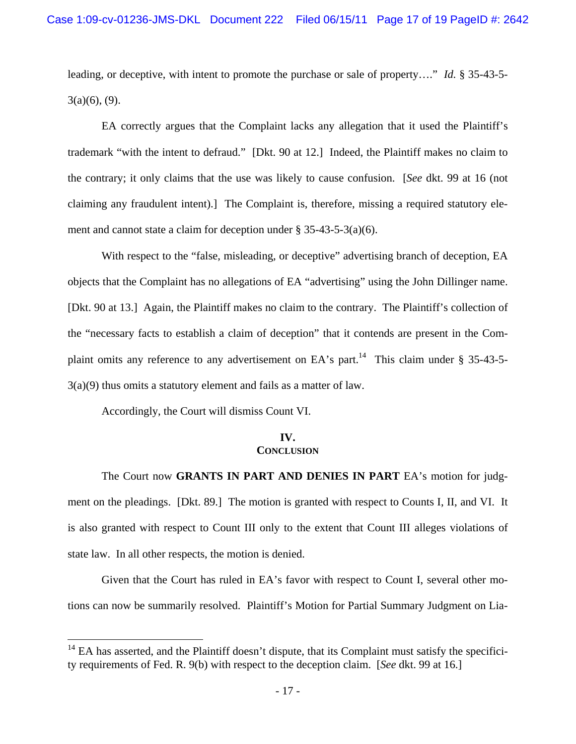leading, or deceptive, with intent to promote the purchase or sale of property…." *Id.* § 35-43-5-3(a)(6), (9).

EA correctly argues that the Complaint lacks any allegation that it used the Plaintiff's trademark "with the intent to defraud." [Dkt. 90 at 12.] Indeed, the Plaintiff makes no claim to the contrary; it only claims that the use was likely to cause confusion. [*See* dkt. 99 at 16 (not claiming any fraudulent intent).] The Complaint is, therefore, missing a required statutory element and cannot state a claim for deception under § 35-43-5-3(a)(6).

With respect to the "false, misleading, or deceptive" advertising branch of deception, EA objects that the Complaint has no allegations of EA "advertising" using the John Dillinger name. [Dkt. 90 at 13.] Again, the Plaintiff makes no claim to the contrary. The Plaintiff's collection of the "necessary facts to establish a claim of deception" that it contends are present in the Complaint omits any reference to any advertisement on EA's part.[14] This claim under § 35-43-5-3(a)(9) thus omits a statutory element and fails as a matter of law.

Accordingly, the Court will dismiss Count VI.

## IV.
## Conclusion

The Court now **GRANTS IN PART AND DENIES IN PART** EA's motion for judgment on the pleadings. [Dkt. 89.] The motion is granted with respect to Counts I, II, and VI. It is also granted with respect to Count III only to the extent that Count III alleges violations of state law. In all other respects, the motion is denied.

Given that the Court has ruled in EA's favor with respect to Count I, several other motions can now be summarily resolved. Plaintiff's Motion for Partial Summary Judgment on Lia-

---

[14] EA has asserted, and the Plaintiff doesn't dispute, that its Complaint must satisfy the specificity requirements of Fed. R. 9(b) with respect to the deception claim. [*See* dkt. 99 at 16.]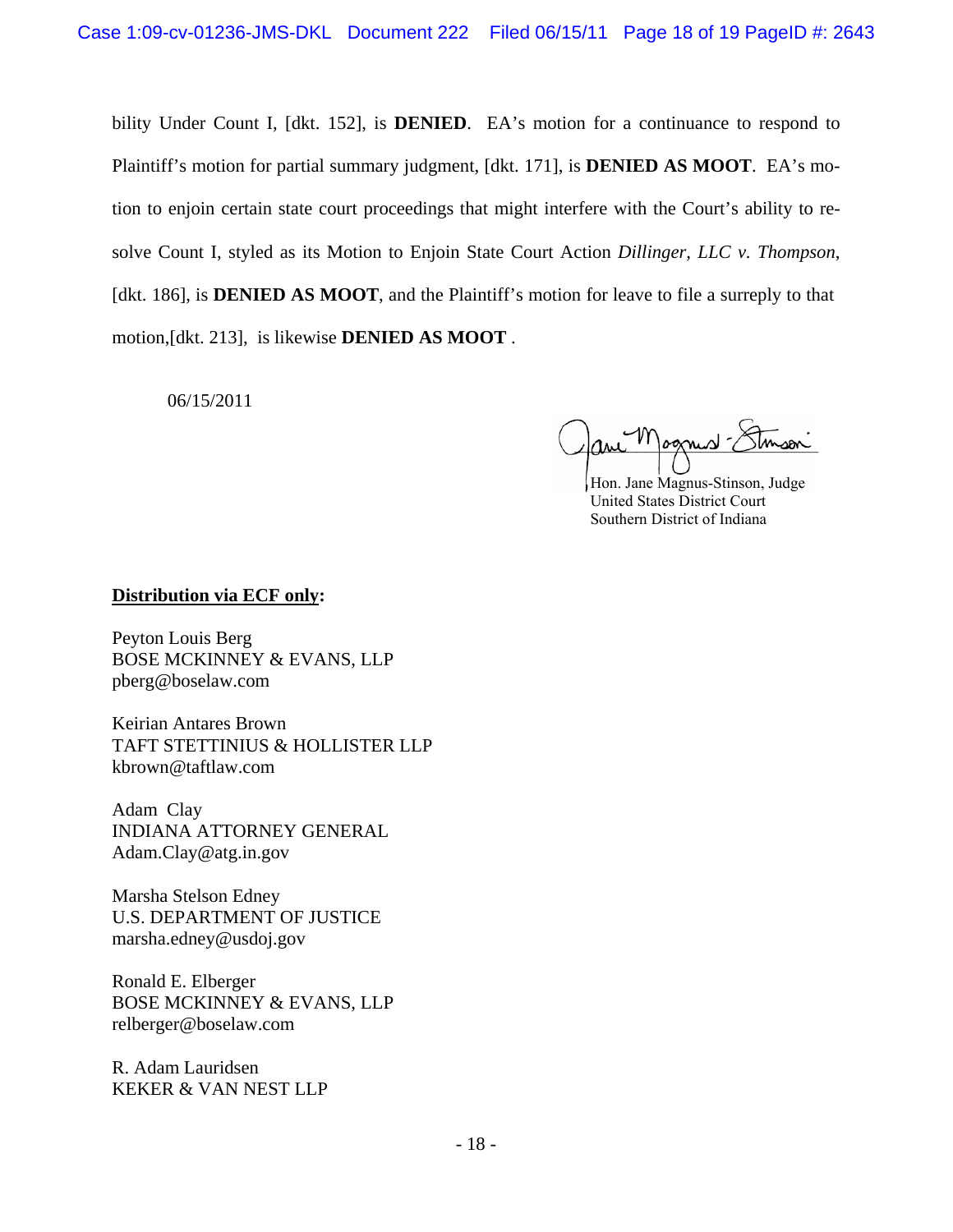bility Under Count I, [dkt. 152], is **DENIED**. EA's motion for a continuance to respond to Plaintiff's motion for partial summary judgment, [dkt. 171], is **DENIED AS MOOT**. EA's motion to enjoin certain state court proceedings that might interfere with the Court's ability to resolve Count I, styled as its Motion to Enjoin State Court Action *Dillinger, LLC v. Thompson*, [dkt. 186], is **DENIED AS MOOT**, and the Plaintiff's motion for leave to file a surreply to that motion,[dkt. 213], is likewise **DENIED AS MOOT** .

06/15/2011

Hon. Jane Magnus-Stinson, Judge
United States District Court
Southern District of Indiana

**Distribution via ECF only:**

Peyton Louis Berg
BOSE MCKINNEY & EVANS, LLP
pberg@boselaw.com

Keirian Antares Brown
TAFT STETTINIUS & HOLLISTER LLP
kbrown@taftlaw.com

Adam Clay
INDIANA ATTORNEY GENERAL
Adam.Clay@atg.in.gov

Marsha Stelson Edney
U.S. DEPARTMENT OF JUSTICE
marsha.edney@usdoj.gov

Ronald E. Elberger
BOSE MCKINNEY & EVANS, LLP
relberger@boselaw.com

R. Adam Lauridsen
KEKER & VAN NEST LLP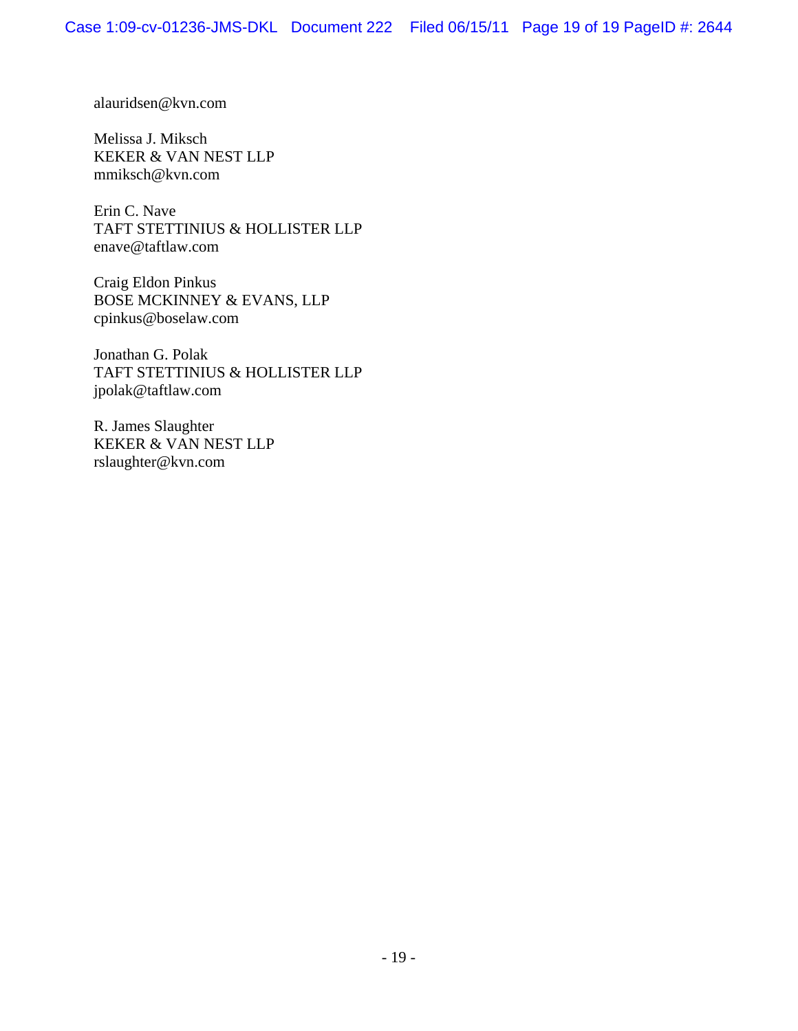alauridsen@kvn.com

Melissa J. Miksch
KEKER & VAN NEST LLP
mmiksch@kvn.com

Erin C. Nave
TAFT STETTINIUS & HOLLISTER LLP
enave@taftlaw.com

Craig Eldon Pinkus
BOSE MCKINNEY & EVANS, LLP
cpinkus@boselaw.com

Jonathan G. Polak
TAFT STETTINIUS & HOLLISTER LLP
jpolak@taftlaw.com

R. James Slaughter
KEKER & VAN NEST LLP
rslaughter@kvn.com